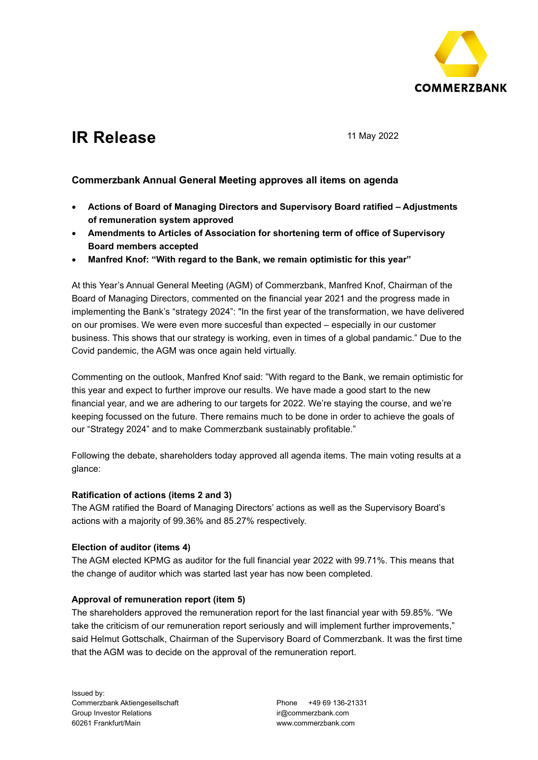# IR Release

11 May 2022

### Commerzbank Annual General Meeting approves all items on agenda

- **Actions of Board of Managing Directors and Supervisory Board ratified – Adjustments of remuneration system approved**
- **Amendments to Articles of Association for shortening term of office of Supervisory Board members accepted**
- **Manfred Knof: "With regard to the Bank, we remain optimistic for this year"**

At this Year's Annual General Meeting (AGM) of Commerzbank, Manfred Knof, Chairman of the Board of Managing Directors, commented on the financial year 2021 and the progress made in implementing the Bank's "strategy 2024": "In the first year of the transformation, we have delivered on our promises. We were even more succesful than expected – especially in our customer business. This shows that our strategy is working, even in times of a global pandemic." Due to the Covid pandemic, the AGM was once again held virtually.

Commenting on the outlook, Manfred Knof said: "With regard to the Bank, we remain optimistic for this year and expect to further improve our results. We have made a good start to the new financial year, and we are adhering to our targets for 2022. We're staying the course, and we're keeping focussed on the future. There remains much to be done in order to achieve the goals of our "Strategy 2024" and to make Commerzbank sustainably profitable."

Following the debate, shareholders today approved all agenda items. The main voting results at a glance:

**Ratification of actions (items 2 and 3)**
The AGM ratified the Board of Managing Directors' actions as well as the Supervisory Board's actions with a majority of 99.36% and 85.27% respectively.

**Election of auditor (items 4)**
The AGM elected KPMG as auditor for the full financial year 2022 with 99.71%. This means that the change of auditor which was started last year has now been completed.

**Approval of remuneration report (item 5)**
The shareholders approved the remuneration report for the last financial year with 59.85%. "We take the criticism of our remuneration report seriously and will implement further improvements," said Helmut Gottschalk, Chairman of the Supervisory Board of Commerzbank. It was the first time that the AGM was to decide on the approval of the remuneration report.

Issued by:
Commerzbank Aktiengesellschaft
Group Investor Relations
60261 Frankfurt/Main

Phone +49 69 136-21331
ir@commerzbank.com
www.commerzbank.com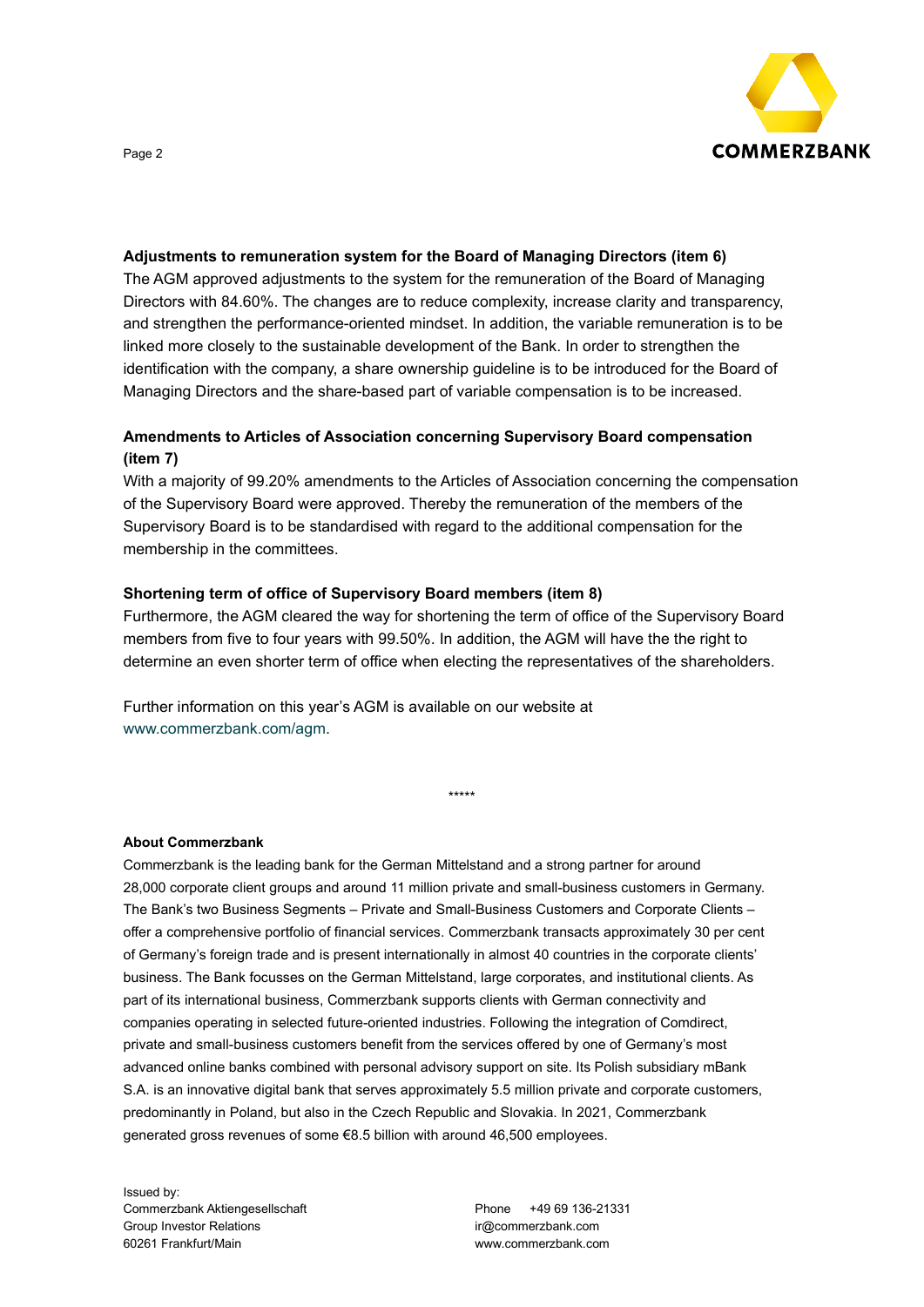**Adjustments to remuneration system for the Board of Managing Directors (item 6)**

The AGM approved adjustments to the system for the remuneration of the Board of Managing Directors with 84.60%. The changes are to reduce complexity, increase clarity and transparency, and strengthen the performance-oriented mindset. In addition, the variable remuneration is to be linked more closely to the sustainable development of the Bank. In order to strengthen the identification with the company, a share ownership guideline is to be introduced for the Board of Managing Directors and the share-based part of variable compensation is to be increased.

**Amendments to Articles of Association concerning Supervisory Board compensation (item 7)**

With a majority of 99.20% amendments to the Articles of Association concerning the compensation of the Supervisory Board were approved. Thereby the remuneration of the members of the Supervisory Board is to be standardised with regard to the additional compensation for the membership in the committees.

**Shortening term of office of Supervisory Board members (item 8)**

Furthermore, the AGM cleared the way for shortening the term of office of the Supervisory Board members from five to four years with 99.50%. In addition, the AGM will have the the right to determine an even shorter term of office when electing the representatives of the shareholders.

Further information on this year's AGM is available on our website at www.commerzbank.com/agm.

*****

**About Commerzbank**

Commerzbank is the leading bank for the German Mittelstand and a strong partner for around 28,000 corporate client groups and around 11 million private and small-business customers in Germany. The Bank's two Business Segments – Private and Small-Business Customers and Corporate Clients – offer a comprehensive portfolio of financial services. Commerzbank transacts approximately 30 per cent of Germany's foreign trade and is present internationally in almost 40 countries in the corporate clients' business. The Bank focusses on the German Mittelstand, large corporates, and institutional clients. As part of its international business, Commerzbank supports clients with German connectivity and companies operating in selected future-oriented industries. Following the integration of Comdirect, private and small-business customers benefit from the services offered by one of Germany's most advanced online banks combined with personal advisory support on site. Its Polish subsidiary mBank S.A. is an innovative digital bank that serves approximately 5.5 million private and corporate customers, predominantly in Poland, but also in the Czech Republic and Slovakia. In 2021, Commerzbank generated gross revenues of some €8.5 billion with around 46,500 employees.

Issued by:
Commerzbank Aktiengesellschaft
Group Investor Relations
60261 Frankfurt/Main

Phone +49 69 136-21331
ir@commerzbank.com
www.commerzbank.com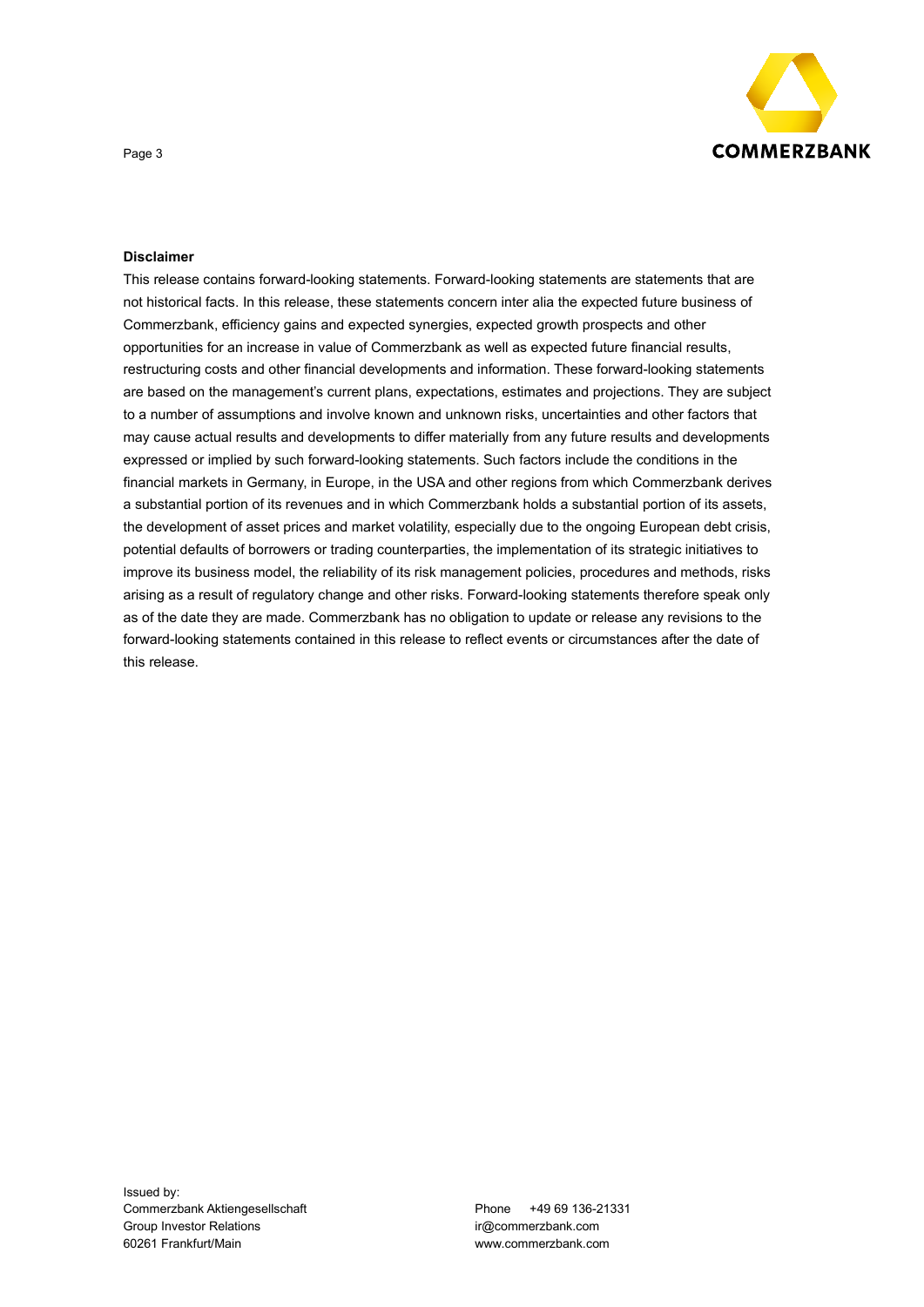**Disclaimer**

This release contains forward-looking statements. Forward-looking statements are statements that are not historical facts. In this release, these statements concern inter alia the expected future business of Commerzbank, efficiency gains and expected synergies, expected growth prospects and other opportunities for an increase in value of Commerzbank as well as expected future financial results, restructuring costs and other financial developments and information. These forward-looking statements are based on the management's current plans, expectations, estimates and projections. They are subject to a number of assumptions and involve known and unknown risks, uncertainties and other factors that may cause actual results and developments to differ materially from any future results and developments expressed or implied by such forward-looking statements. Such factors include the conditions in the financial markets in Germany, in Europe, in the USA and other regions from which Commerzbank derives a substantial portion of its revenues and in which Commerzbank holds a substantial portion of its assets, the development of asset prices and market volatility, especially due to the ongoing European debt crisis, potential defaults of borrowers or trading counterparties, the implementation of its strategic initiatives to improve its business model, the reliability of its risk management policies, procedures and methods, risks arising as a result of regulatory change and other risks. Forward-looking statements therefore speak only as of the date they are made. Commerzbank has no obligation to update or release any revisions to the forward-looking statements contained in this release to reflect events or circumstances after the date of this release.

Issued by:
Commerzbank Aktiengesellschaft
Group Investor Relations
60261 Frankfurt/Main

Phone +49 69 136-21331
ir@commerzbank.com
www.commerzbank.com